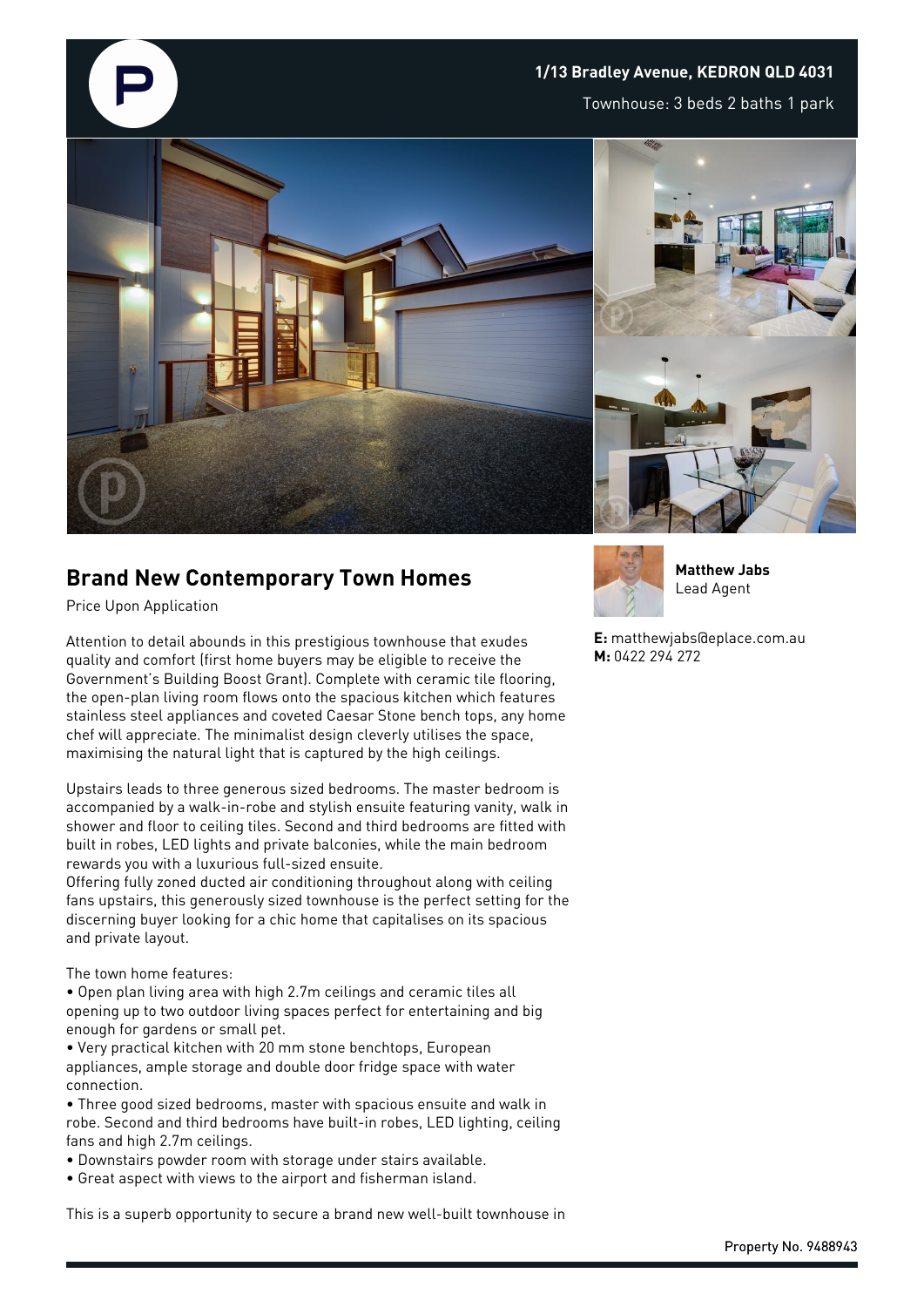**1/13 Bradley Avenue, KEDRON QLD 4031**

Townhouse: 3 beds 2 baths 1 park

## Brand New Contemporary Town Homes

Price Upon Application

Attention to detail abounds in this prestigious townhouse that exudes quality and comfort (first home buyers may be eligible to receive the Government's Building Boost Grant). Complete with ceramic tile flooring, the open-plan living room flows onto the spacious kitchen which features stainless steel appliances and coveted Caesar Stone bench tops, any home chef will appreciate. The minimalist design cleverly utilises the space, maximising the natural light that is captured by the high ceilings.

Upstairs leads to three generous sized bedrooms. The master bedroom is accompanied by a walk-in-robe and stylish ensuite featuring vanity, walk in shower and floor to ceiling tiles. Second and third bedrooms are fitted with built in robes, LED lights and private balconies, while the main bedroom rewards you with a luxurious full-sized ensuite.
Offering fully zoned ducted air conditioning throughout along with ceiling fans upstairs, this generously sized townhouse is the perfect setting for the discerning buyer looking for a chic home that capitalises on its spacious and private layout.

The town home features:

- Open plan living area with high 2.7m ceilings and ceramic tiles all opening up to two outdoor living spaces perfect for entertaining and big enough for gardens or small pet.
- Very practical kitchen with 20 mm stone benchtops, European appliances, ample storage and double door fridge space with water connection.
- Three good sized bedrooms, master with spacious ensuite and walk in robe. Second and third bedrooms have built-in robes, LED lighting, ceiling fans and high 2.7m ceilings.
- Downstairs powder room with storage under stairs available.
- Great aspect with views to the airport and fisherman island.

This is a superb opportunity to secure a brand new well-built townhouse in

**Matthew Jabs**
Lead Agent

**E:** matthewjabs@eplace.com.au
**M:** 0422 294 272

Property No. 9488943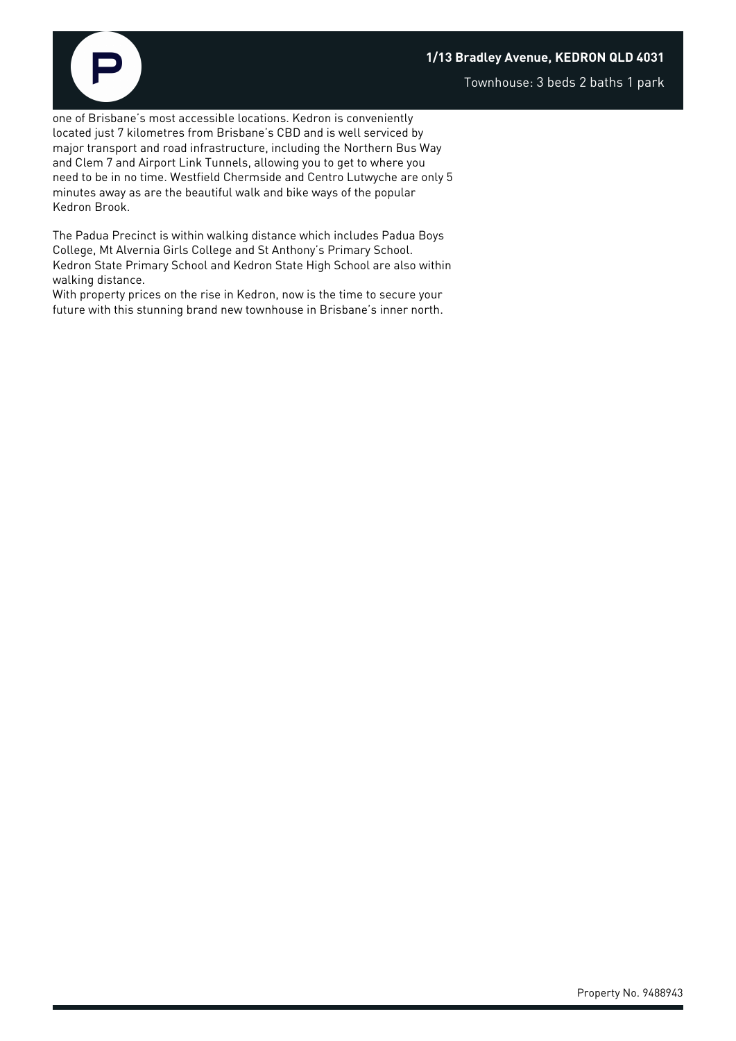one of Brisbane's most accessible locations. Kedron is conveniently located just 7 kilometres from Brisbane's CBD and is well serviced by major transport and road infrastructure, including the Northern Bus Way and Clem 7 and Airport Link Tunnels, allowing you to get to where you need to be in no time. Westfield Chermside and Centro Lutwyche are only 5 minutes away as are the beautiful walk and bike ways of the popular Kedron Brook.

The Padua Precinct is within walking distance which includes Padua Boys College, Mt Alvernia Girls College and St Anthony's Primary School. Kedron State Primary School and Kedron State High School are also within walking distance.

With property prices on the rise in Kedron, now is the time to secure your future with this stunning brand new townhouse in Brisbane's inner north.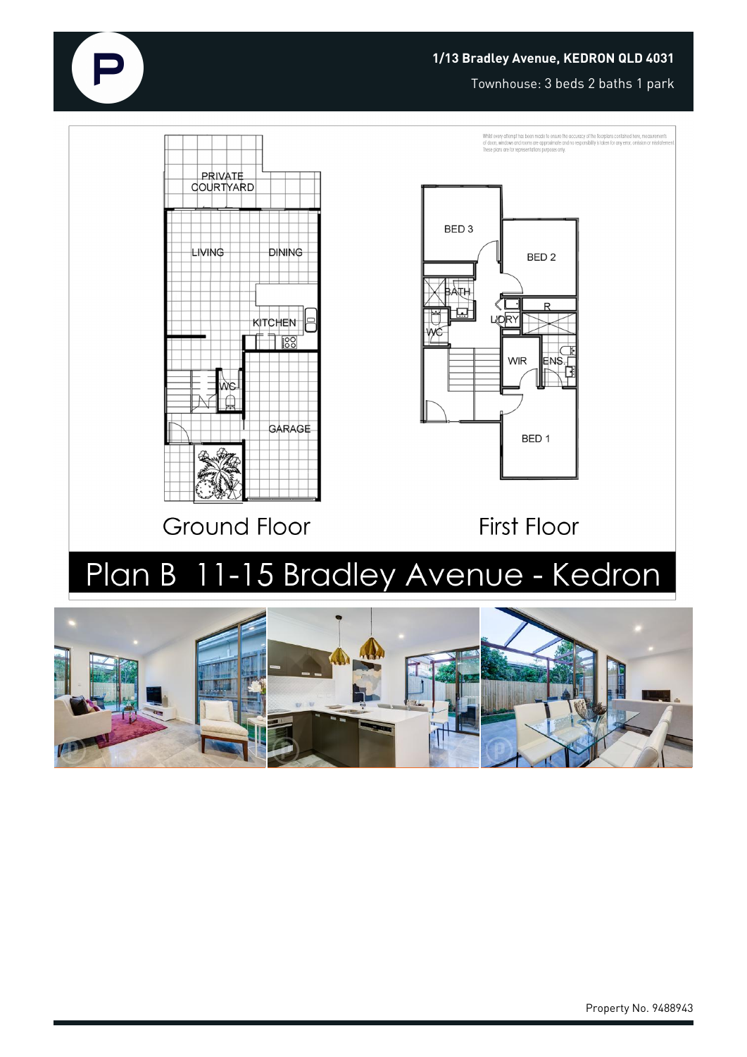**1/13 Bradley Avenue, KEDRON QLD 4031**

Townhouse: 3 beds 2 baths 1 park

PRIVATE COURTYARD

LIVING

DINING

KITCHEN

WC

GARAGE

BED 3

BED 2

BATH

R

LDRY

WC

WIR

ENS

BED 1

Whilst every attempt has been made to ensure the accuracy of the floorplans contained here, measurements of doors, windows and rooms are approximate and no responsibility is taken for any error, omission or misstatement. These plans are for representation purposes only.

Ground Floor

First Floor

# Plan B 11-15 Bradley Avenue - Kedron

Property No. 9488943